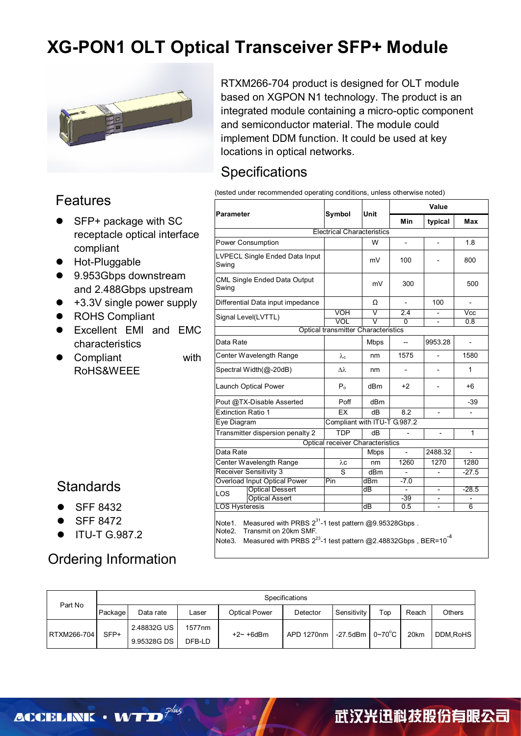# XG-PON1 OLT Optical Transceiver SFP+ Module

RTXM266-704 product is designed for OLT module based on XGPON N1 technology. The product is an integrated module containing a micro-optic component and semiconductor material. The module could implement DDM function. It could be used at key locations in optical networks.

## Features

- SFP+ package with SC receptacle optical interface compliant
- Hot-Pluggable
- 9.953Gbps downstream and 2.488Gbps upstream
- +3.3V single power supply
- ROHS Compliant
- Excellent EMI and EMC characteristics
- Compliant with RoHS&WEEE

## Specifications

(tested under recommended operating conditions, unless otherwise noted)

| Parameter | | Symbol | Unit | Value | | |
|---|---|---|---|---|---|---|
| | | | | Min | typical | Max |
| Electrical Characteristics | | | | | | |
| Power Consumption | | | W | - | - | 1.8 |
| LVPECL Single Ended Data Input Swing | | | mV | 100 | - | 800 |
| CML Single Ended Data Output Swing | | | mV | 300 | | 500 |
| Differential Data input impedance | | | Ω | - | 100 | - |
| Signal Level(LVTTL) | | VOH | V | 2.4 | - | Vcc |
| | | VOL | V | 0 | - | 0.8 |
| Optical transmitter Characteristics | | | | | | |
| Data Rate | | | Mbps | -- | 9953.28 | - |
| Center Wavelength Range | | $\lambda_c$ | nm | 1575 | - | 1580 |
| Spectral Width(@-20dB) | | $\Delta\lambda$ | nm | - | - | 1 |
| Launch Optical Power | | $P_o$ | dBm | +2 | - | +6 |
| Pout @TX-Disable Asserted | | Poff | dBm | | | -39 |
| Extinction Ratio 1 | | EX | dB | 8.2 | - | - |
| Eye Diagram | | Compliant with ITU-T G.987.2 | | | | |
| Transmitter dispersion penalty 2 | | TDP | dB | - | - | 1 |
| Optical receiver Characteristics | | | | | | |
| Data Rate | | | Mbps | - | 2488.32 | - |
| Center Wavelength Range | | $\lambda c$ | nm | 1260 | 1270 | 1280 |
| Receiver Sensitivity 3 | | S | dBm | - | - | -27.5 |
| Overload Input Optical Power | | Pin | dBm | -7.0 | | |
| LOS | Optical Dessert | | dB | - | - | -28.5 |
| | Optical Assert | | | -39 | - | - |
| LOS Hysteresis | | | dB | 0.5 | - | 6 |

Note1. Measured with PRBS $2^{31}$-1 test pattern @9.95328Gbps .
Note2. Transmit on 20km SMF.
Note3. Measured with PRBS $2^{23}$-1 test pattern @2.48832Gbps , BER=$10^{-4}$

## Standards

- SFF 8432
- SFF 8472
- ITU-T G.987.2

## Ordering Information

| Part No | Specifications | | | | | | | | |
|---|---|---|---|---|---|---|---|---|---|
| | Package | Data rate | Laser | Optical Power | Detector | Sensitivity | Top | Reach | Others |
| RTXM266-704 | SFP+ | 2.48832G US 9.95328G DS | 1577nm DFB-LD | +2~ +6dBm | APD 1270nm | -27.5dBm | 0~70°C | 20km | DDM,RoHS |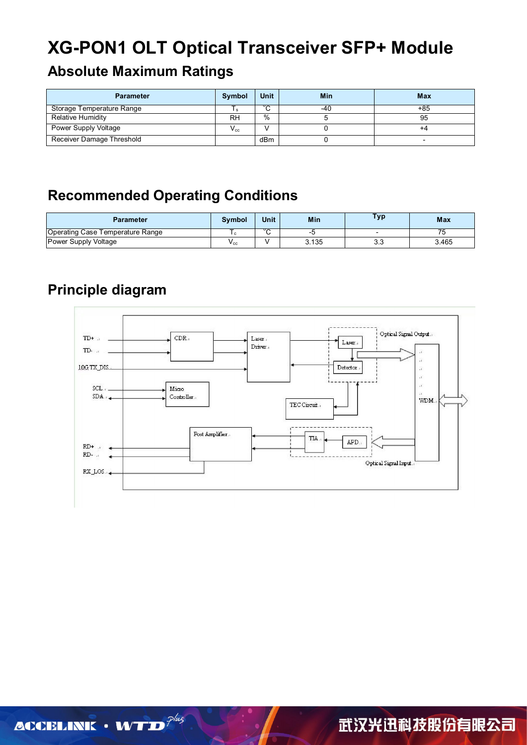# XG-PON1 OLT Optical Transceiver SFP+ Module

## Absolute Maximum Ratings

| Parameter | Symbol | Unit | Min | Max |
|---|---|---|---|---|
| Storage Temperature Range | $T_s$ | °C | -40 | +85 |
| Relative Humidity | RH | % | 5 | 95 |
| Power Supply Voltage | $V_{cc}$ | V | 0 | +4 |
| Receiver Damage Threshold | | dBm | 0 | - |

## Recommended Operating Conditions

| Parameter | Symbol | Unit | Min | Typ | Max |
|---|---|---|---|---|---|
| Operating Case Temperature Range | $T_c$ | °C | -5 | - | 75 |
| Power Supply Voltage | $V_{cc}$ | V | 3.135 | 3.3 | 3.465 |

## Principle diagram

TD+
TD-
10G TX_DIS
SCL
SDA
RD+
RD-
RX_LOS
CDR
Laser Driver
Laser
Detector
Optical Signal Output
Micro Controller
TEC Circuit
WDM
Post Amplifier
TIA
APD
Optical Signal Input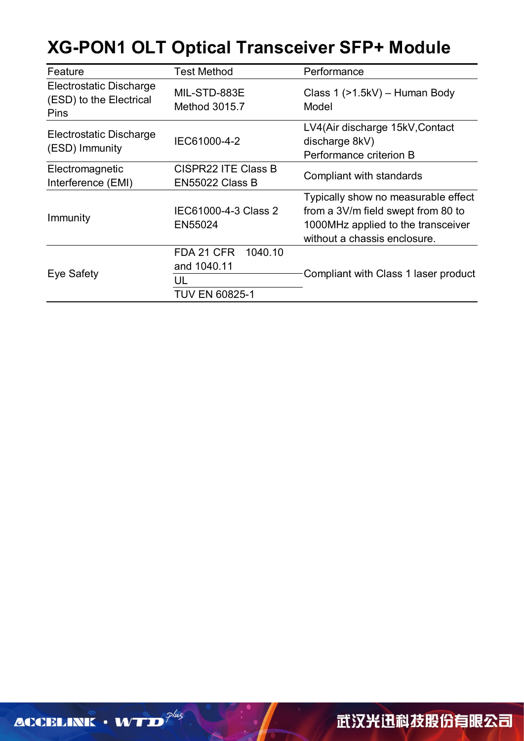# XG-PON1 OLT Optical Transceiver SFP+ Module

| Feature | Test Method | Performance |
|---|---|---|
| Electrostatic Discharge (ESD) to the Electrical Pins | MIL-STD-883E Method 3015.7 | Class 1 (>1.5kV) – Human Body Model |
| Electrostatic Discharge (ESD) Immunity | IEC61000-4-2 | LV4(Air discharge 15kV,Contact discharge 8kV) Performance criterion B |
| Electromagnetic Interference (EMI) | CISPR22 ITE Class B EN55022 Class B | Compliant with standards |
| Immunity | IEC61000-4-3 Class 2 EN55024 | Typically show no measurable effect from a 3V/m field swept from 80 to 1000MHz applied to the transceiver without a chassis enclosure. |
| Eye Safety | FDA 21 CFR 1040.10 and 1040.11 | Compliant with Class 1 laser product |
| | UL | |
| | TUV EN 60825-1 | |